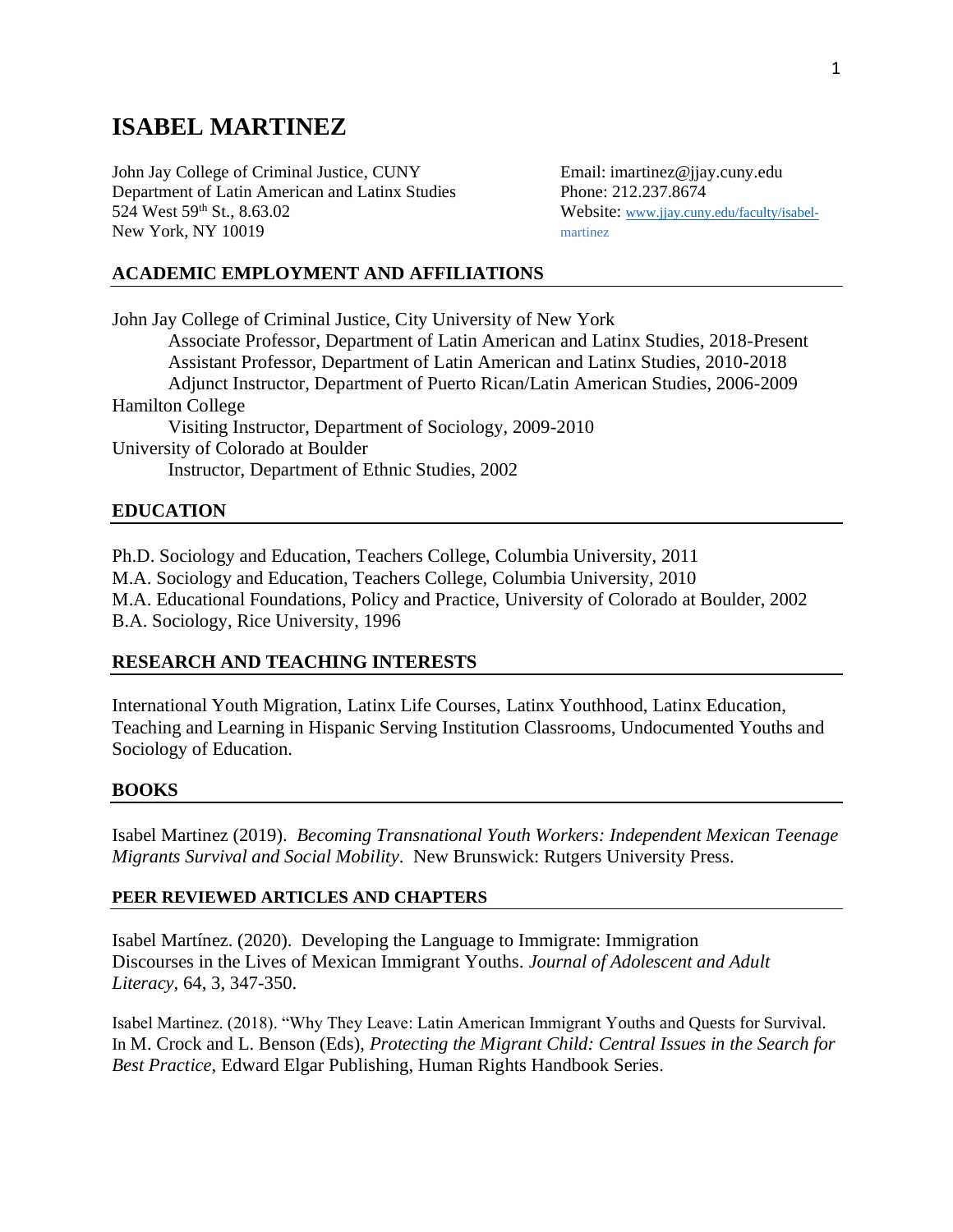# ISABEL MARTINEZ

John Jay College of Criminal Justice, CUNY
Department of Latin American and Latinx Studies
524 West 59th St., 8.63.02
New York, NY 10019

Email: imartinez@jjay.cuny.edu
Phone: 212.237.8674
Website: www.jjay.cuny.edu/faculty/isabel-martinez

## ACADEMIC EMPLOYMENT AND AFFILIATIONS

John Jay College of Criminal Justice, City University of New York
- Associate Professor, Department of Latin American and Latinx Studies, 2018-Present
- Assistant Professor, Department of Latin American and Latinx Studies, 2010-2018
- Adjunct Instructor, Department of Puerto Rican/Latin American Studies, 2006-2009

Hamilton College
- Visiting Instructor, Department of Sociology, 2009-2010

University of Colorado at Boulder
- Instructor, Department of Ethnic Studies, 2002

## EDUCATION

Ph.D. Sociology and Education, Teachers College, Columbia University, 2011
M.A. Sociology and Education, Teachers College, Columbia University, 2010
M.A. Educational Foundations, Policy and Practice, University of Colorado at Boulder, 2002
B.A. Sociology, Rice University, 1996

## RESEARCH AND TEACHING INTERESTS

International Youth Migration, Latinx Life Courses, Latinx Youthhood, Latinx Education, Teaching and Learning in Hispanic Serving Institution Classrooms, Undocumented Youths and Sociology of Education.

## BOOKS

Isabel Martinez (2019). *Becoming Transnational Youth Workers: Independent Mexican Teenage Migrants Survival and Social Mobility*. New Brunswick: Rutgers University Press.

## PEER REVIEWED ARTICLES AND CHAPTERS

Isabel Martínez. (2020). Developing the Language to Immigrate: Immigration Discourses in the Lives of Mexican Immigrant Youths. *Journal of Adolescent and Adult Literacy*, 64, 3, 347-350.

Isabel Martinez. (2018). "Why They Leave: Latin American Immigrant Youths and Quests for Survival. In M. Crock and L. Benson (Eds), *Protecting the Migrant Child: Central Issues in the Search for Best Practice*, Edward Elgar Publishing, Human Rights Handbook Series.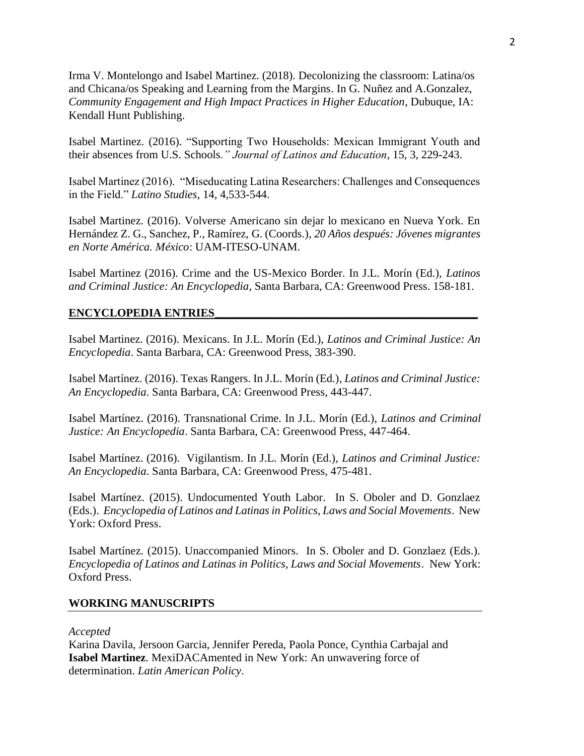Irma V. Montelongo and Isabel Martinez. (2018). Decolonizing the classroom: Latina/os and Chicana/os Speaking and Learning from the Margins. In G. Nuñez and A.Gonzalez, *Community Engagement and High Impact Practices in Higher Education*, Dubuque, IA: Kendall Hunt Publishing.

Isabel Martinez. (2016). "Supporting Two Households: Mexican Immigrant Youth and their absences from U.S. Schools*." Journal of Latinos and Education*, 15, 3, 229-243.

Isabel Martinez (2016). "Miseducating Latina Researchers: Challenges and Consequences in the Field." *Latino Studies*, 14, 4,533-544.

Isabel Martinez. (2016). Volverse Americano sin dejar lo mexicano en Nueva York. En Hernández Z. G., Sanchez, P., Ramírez, G. (Coords.), *20 Años después: Jóvenes migrantes en Norte América. México*: UAM-ITESO-UNAM.

Isabel Martinez (2016). Crime and the US-Mexico Border. In J.L. Morín (Ed.), *Latinos and Criminal Justice: An Encyclopedia*, Santa Barbara, CA: Greenwood Press. 158-181.

## ENCYCLOPEDIA ENTRIES

Isabel Martinez. (2016). Mexicans. In J.L. Morín (Ed.), *Latinos and Criminal Justice: An Encyclopedia*. Santa Barbara, CA: Greenwood Press, 383-390.

Isabel Martínez. (2016). Texas Rangers. In J.L. Morín (Ed.), *Latinos and Criminal Justice: An Encyclopedia*. Santa Barbara, CA: Greenwood Press, 443-447.

Isabel Martínez. (2016). Transnational Crime. In J.L. Morín (Ed.), *Latinos and Criminal Justice: An Encyclopedia*. Santa Barbara, CA: Greenwood Press, 447-464.

Isabel Martínez. (2016). Vigilantism. In J.L. Morín (Ed.), *Latinos and Criminal Justice: An Encyclopedia*. Santa Barbara, CA: Greenwood Press, 475-481.

Isabel Martínez. (2015). Undocumented Youth Labor. In S. Oboler and D. Gonzlaez (Eds.). *Encyclopedia of Latinos and Latinas in Politics, Laws and Social Movements*. New York: Oxford Press.

Isabel Martínez. (2015). Unaccompanied Minors. In S. Oboler and D. Gonzlaez (Eds.). *Encyclopedia of Latinos and Latinas in Politics, Laws and Social Movements*. New York: Oxford Press.

## WORKING MANUSCRIPTS

*Accepted*
Karina Davila, Jersoon Garcia, Jennifer Pereda, Paola Ponce, Cynthia Carbajal and **Isabel Martinez**. MexiDACAmented in New York: An unwavering force of determination. *Latin American Policy*.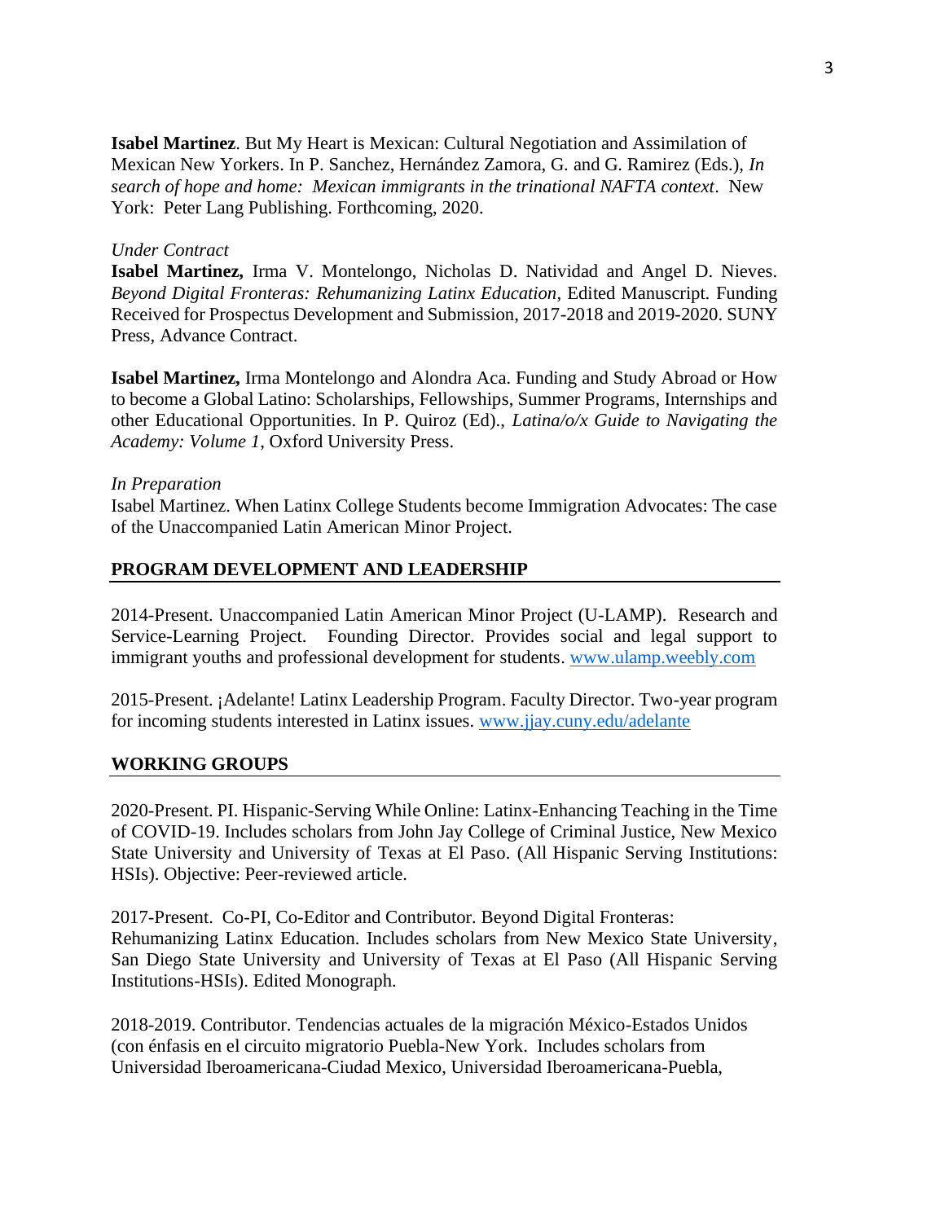**Isabel Martinez**. But My Heart is Mexican: Cultural Negotiation and Assimilation of Mexican New Yorkers. In P. Sanchez, Hernández Zamora, G. and G. Ramirez (Eds.), *In search of hope and home: Mexican immigrants in the trinational NAFTA context*. New York: Peter Lang Publishing. Forthcoming, 2020.

*Under Contract*

**Isabel Martinez,** Irma V. Montelongo, Nicholas D. Natividad and Angel D. Nieves. *Beyond Digital Fronteras: Rehumanizing Latinx Education*, Edited Manuscript. Funding Received for Prospectus Development and Submission, 2017-2018 and 2019-2020. SUNY Press, Advance Contract.

**Isabel Martinez,** Irma Montelongo and Alondra Aca. Funding and Study Abroad or How to become a Global Latino: Scholarships, Fellowships, Summer Programs, Internships and other Educational Opportunities. In P. Quiroz (Ed)., *Latina/o/x Guide to Navigating the Academy: Volume 1*, Oxford University Press.

*In Preparation*

Isabel Martinez. When Latinx College Students become Immigration Advocates: The case of the Unaccompanied Latin American Minor Project.

## PROGRAM DEVELOPMENT AND LEADERSHIP

2014-Present. Unaccompanied Latin American Minor Project (U-LAMP). Research and Service-Learning Project. Founding Director. Provides social and legal support to immigrant youths and professional development for students. www.ulamp.weebly.com

2015-Present. ¡Adelante! Latinx Leadership Program. Faculty Director. Two-year program for incoming students interested in Latinx issues. www.jjay.cuny.edu/adelante

## WORKING GROUPS

2020-Present. PI. Hispanic-Serving While Online: Latinx-Enhancing Teaching in the Time of COVID-19. Includes scholars from John Jay College of Criminal Justice, New Mexico State University and University of Texas at El Paso. (All Hispanic Serving Institutions: HSIs). Objective: Peer-reviewed article.

2017-Present. Co-PI, Co-Editor and Contributor. Beyond Digital Fronteras: Rehumanizing Latinx Education. Includes scholars from New Mexico State University, San Diego State University and University of Texas at El Paso (All Hispanic Serving Institutions-HSIs). Edited Monograph.

2018-2019. Contributor. Tendencias actuales de la migración México-Estados Unidos (con énfasis en el circuito migratorio Puebla-New York. Includes scholars from Universidad Iberoamericana-Ciudad Mexico, Universidad Iberoamericana-Puebla,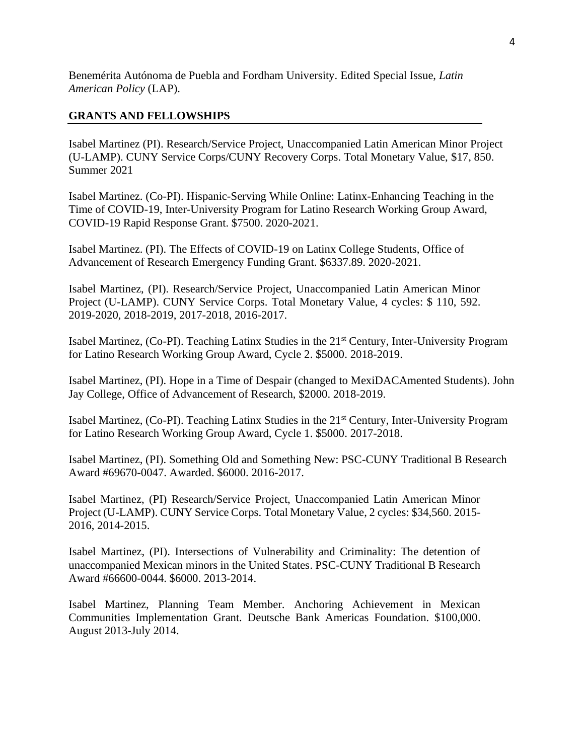Benemérita Autónoma de Puebla and Fordham University. Edited Special Issue, *Latin American Policy* (LAP).

## GRANTS AND FELLOWSHIPS

Isabel Martinez (PI). Research/Service Project, Unaccompanied Latin American Minor Project (U-LAMP). CUNY Service Corps/CUNY Recovery Corps. Total Monetary Value, $17, 850. Summer 2021

Isabel Martinez. (Co-PI). Hispanic-Serving While Online: Latinx-Enhancing Teaching in the Time of COVID-19, Inter-University Program for Latino Research Working Group Award, COVID-19 Rapid Response Grant. $7500. 2020-2021.

Isabel Martinez. (PI). The Effects of COVID-19 on Latinx College Students, Office of Advancement of Research Emergency Funding Grant. $6337.89. 2020-2021.

Isabel Martinez, (PI). Research/Service Project, Unaccompanied Latin American Minor Project (U-LAMP). CUNY Service Corps. Total Monetary Value, 4 cycles: $ 110, 592. 2019-2020, 2018-2019, 2017-2018, 2016-2017.

Isabel Martinez, (Co-PI). Teaching Latinx Studies in the 21st Century, Inter-University Program for Latino Research Working Group Award, Cycle 2. $5000. 2018-2019.

Isabel Martinez, (PI). Hope in a Time of Despair (changed to MexiDACAmented Students). John Jay College, Office of Advancement of Research, $2000. 2018-2019.

Isabel Martinez, (Co-PI). Teaching Latinx Studies in the 21st Century, Inter-University Program for Latino Research Working Group Award, Cycle 1. $5000. 2017-2018.

Isabel Martinez, (PI). Something Old and Something New: PSC-CUNY Traditional B Research Award #69670-0047. Awarded. $6000. 2016-2017.

Isabel Martinez, (PI) Research/Service Project, Unaccompanied Latin American Minor Project (U-LAMP). CUNY Service Corps. Total Monetary Value, 2 cycles: $34,560. 2015-2016, 2014-2015.

Isabel Martinez, (PI). Intersections of Vulnerability and Criminality: The detention of unaccompanied Mexican minors in the United States. PSC-CUNY Traditional B Research Award #66600-0044. $6000. 2013-2014.

Isabel Martinez, Planning Team Member. Anchoring Achievement in Mexican Communities Implementation Grant. Deutsche Bank Americas Foundation. $100,000. August 2013-July 2014.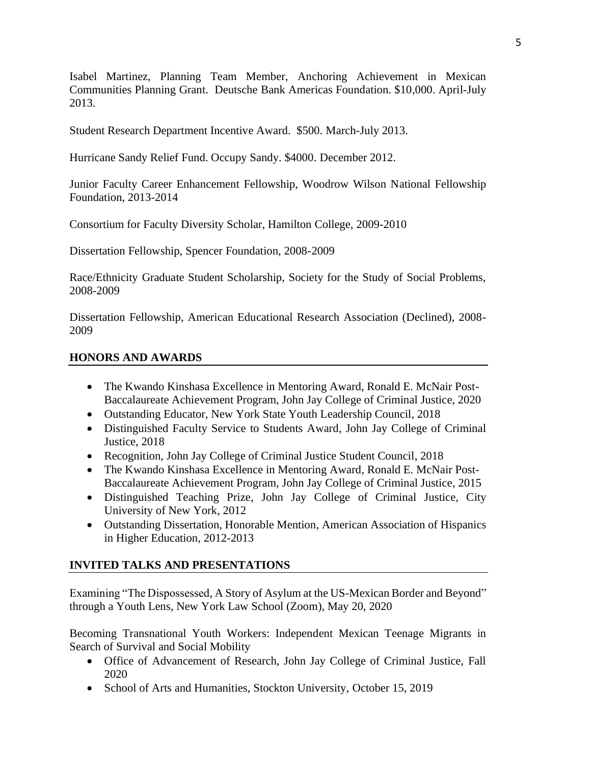Isabel Martinez, Planning Team Member, Anchoring Achievement in Mexican Communities Planning Grant. Deutsche Bank Americas Foundation. $10,000. April-July 2013.

Student Research Department Incentive Award. $500. March-July 2013.

Hurricane Sandy Relief Fund. Occupy Sandy. $4000. December 2012.

Junior Faculty Career Enhancement Fellowship, Woodrow Wilson National Fellowship Foundation, 2013-2014

Consortium for Faculty Diversity Scholar, Hamilton College, 2009-2010

Dissertation Fellowship, Spencer Foundation, 2008-2009

Race/Ethnicity Graduate Student Scholarship, Society for the Study of Social Problems, 2008-2009

Dissertation Fellowship, American Educational Research Association (Declined), 2008-2009

## HONORS AND AWARDS

- The Kwando Kinshasa Excellence in Mentoring Award, Ronald E. McNair Post-Baccalaureate Achievement Program, John Jay College of Criminal Justice, 2020
- Outstanding Educator, New York State Youth Leadership Council, 2018
- Distinguished Faculty Service to Students Award, John Jay College of Criminal Justice, 2018
- Recognition, John Jay College of Criminal Justice Student Council, 2018
- The Kwando Kinshasa Excellence in Mentoring Award, Ronald E. McNair Post-Baccalaureate Achievement Program, John Jay College of Criminal Justice, 2015
- Distinguished Teaching Prize, John Jay College of Criminal Justice, City University of New York, 2012
- Outstanding Dissertation, Honorable Mention, American Association of Hispanics in Higher Education, 2012-2013

## INVITED TALKS AND PRESENTATIONS

Examining "The Dispossessed, A Story of Asylum at the US-Mexican Border and Beyond" through a Youth Lens, New York Law School (Zoom), May 20, 2020

Becoming Transnational Youth Workers: Independent Mexican Teenage Migrants in Search of Survival and Social Mobility

- Office of Advancement of Research, John Jay College of Criminal Justice, Fall 2020
- School of Arts and Humanities, Stockton University, October 15, 2019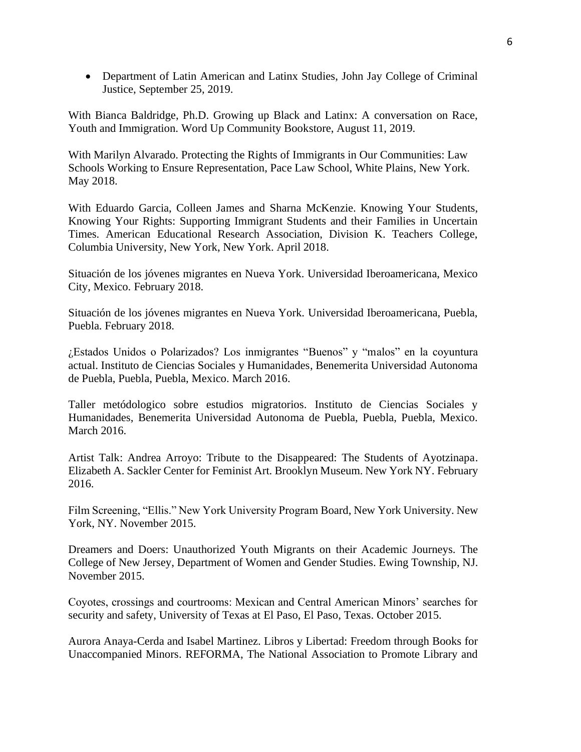- Department of Latin American and Latinx Studies, John Jay College of Criminal Justice, September 25, 2019.

With Bianca Baldridge, Ph.D. Growing up Black and Latinx: A conversation on Race, Youth and Immigration. Word Up Community Bookstore, August 11, 2019.

With Marilyn Alvarado. Protecting the Rights of Immigrants in Our Communities: Law Schools Working to Ensure Representation, Pace Law School, White Plains, New York. May 2018.

With Eduardo Garcia, Colleen James and Sharna McKenzie. Knowing Your Students, Knowing Your Rights: Supporting Immigrant Students and their Families in Uncertain Times. American Educational Research Association, Division K. Teachers College, Columbia University, New York, New York. April 2018.

Situación de los jóvenes migrantes en Nueva York. Universidad Iberoamericana, Mexico City, Mexico. February 2018.

Situación de los jóvenes migrantes en Nueva York. Universidad Iberoamericana, Puebla, Puebla. February 2018.

¿Estados Unidos o Polarizados? Los inmigrantes "Buenos" y "malos" en la coyuntura actual. Instituto de Ciencias Sociales y Humanidades, Benemerita Universidad Autonoma de Puebla, Puebla, Puebla, Mexico. March 2016.

Taller metódologico sobre estudios migratorios. Instituto de Ciencias Sociales y Humanidades, Benemerita Universidad Autonoma de Puebla, Puebla, Puebla, Mexico. March 2016.

Artist Talk: Andrea Arroyo: Tribute to the Disappeared: The Students of Ayotzinapa. Elizabeth A. Sackler Center for Feminist Art. Brooklyn Museum. New York NY. February 2016.

Film Screening, "Ellis." New York University Program Board, New York University. New York, NY. November 2015.

Dreamers and Doers: Unauthorized Youth Migrants on their Academic Journeys. The College of New Jersey, Department of Women and Gender Studies. Ewing Township, NJ. November 2015.

Coyotes, crossings and courtrooms: Mexican and Central American Minors' searches for security and safety, University of Texas at El Paso, El Paso, Texas. October 2015.

Aurora Anaya-Cerda and Isabel Martinez. Libros y Libertad: Freedom through Books for Unaccompanied Minors. REFORMA, The National Association to Promote Library and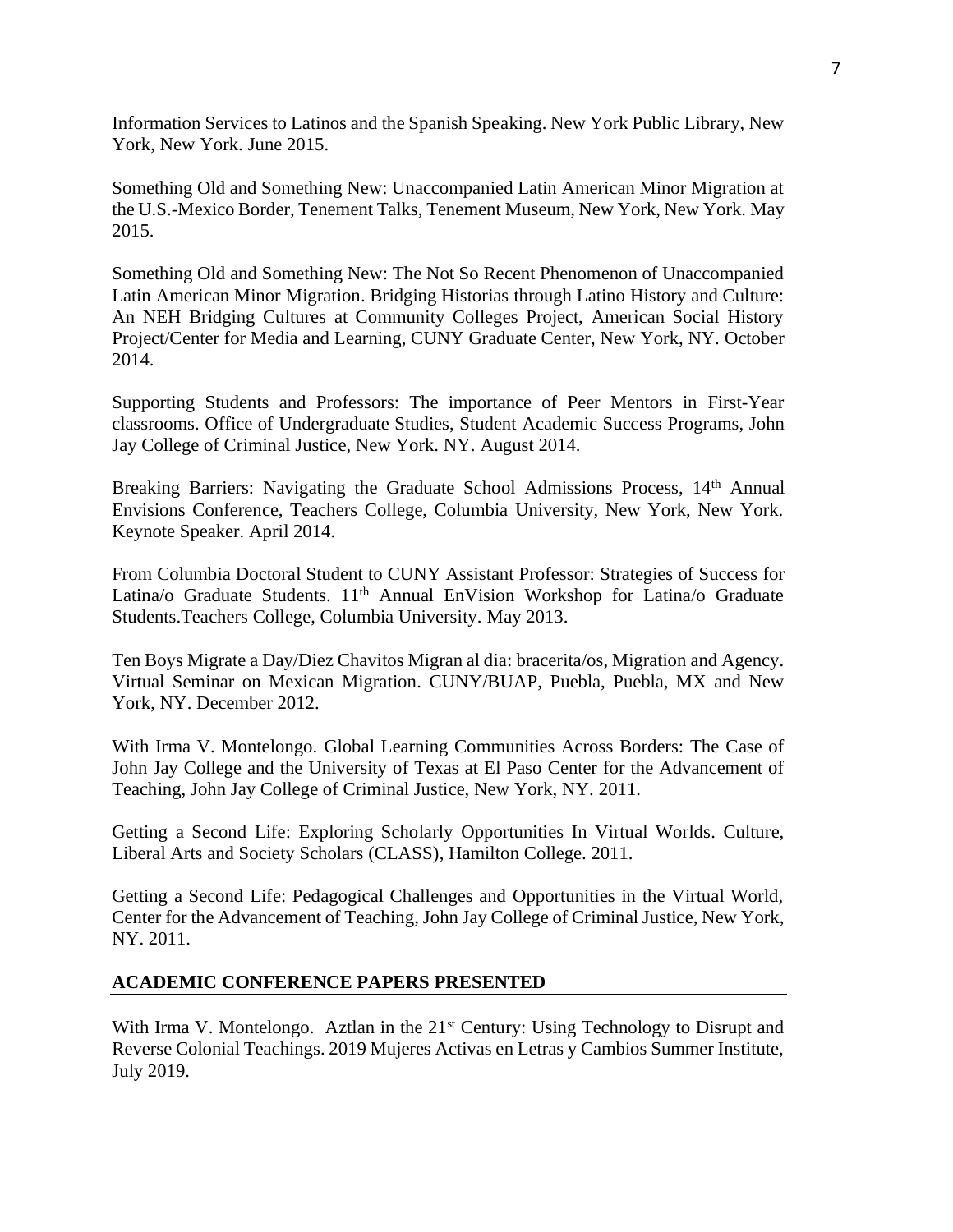Information Services to Latinos and the Spanish Speaking. New York Public Library, New York, New York. June 2015.

Something Old and Something New: Unaccompanied Latin American Minor Migration at the U.S.-Mexico Border, Tenement Talks, Tenement Museum, New York, New York. May 2015.

Something Old and Something New: The Not So Recent Phenomenon of Unaccompanied Latin American Minor Migration. Bridging Historias through Latino History and Culture: An NEH Bridging Cultures at Community Colleges Project, American Social History Project/Center for Media and Learning, CUNY Graduate Center, New York, NY. October 2014.

Supporting Students and Professors: The importance of Peer Mentors in First-Year classrooms. Office of Undergraduate Studies, Student Academic Success Programs, John Jay College of Criminal Justice, New York. NY. August 2014.

Breaking Barriers: Navigating the Graduate School Admissions Process, 14th Annual Envisions Conference, Teachers College, Columbia University, New York, New York. Keynote Speaker. April 2014.

From Columbia Doctoral Student to CUNY Assistant Professor: Strategies of Success for Latina/o Graduate Students. 11th Annual EnVision Workshop for Latina/o Graduate Students.Teachers College, Columbia University. May 2013.

Ten Boys Migrate a Day/Diez Chavitos Migran al dia: bracerita/os, Migration and Agency. Virtual Seminar on Mexican Migration. CUNY/BUAP, Puebla, Puebla, MX and New York, NY. December 2012.

With Irma V. Montelongo. Global Learning Communities Across Borders: The Case of John Jay College and the University of Texas at El Paso Center for the Advancement of Teaching, John Jay College of Criminal Justice, New York, NY. 2011.

Getting a Second Life: Exploring Scholarly Opportunities In Virtual Worlds. Culture, Liberal Arts and Society Scholars (CLASS), Hamilton College. 2011.

Getting a Second Life: Pedagogical Challenges and Opportunities in the Virtual World, Center for the Advancement of Teaching, John Jay College of Criminal Justice, New York, NY. 2011.

## ACADEMIC CONFERENCE PAPERS PRESENTED

With Irma V. Montelongo. Aztlan in the 21st Century: Using Technology to Disrupt and Reverse Colonial Teachings. 2019 Mujeres Activas en Letras y Cambios Summer Institute, July 2019.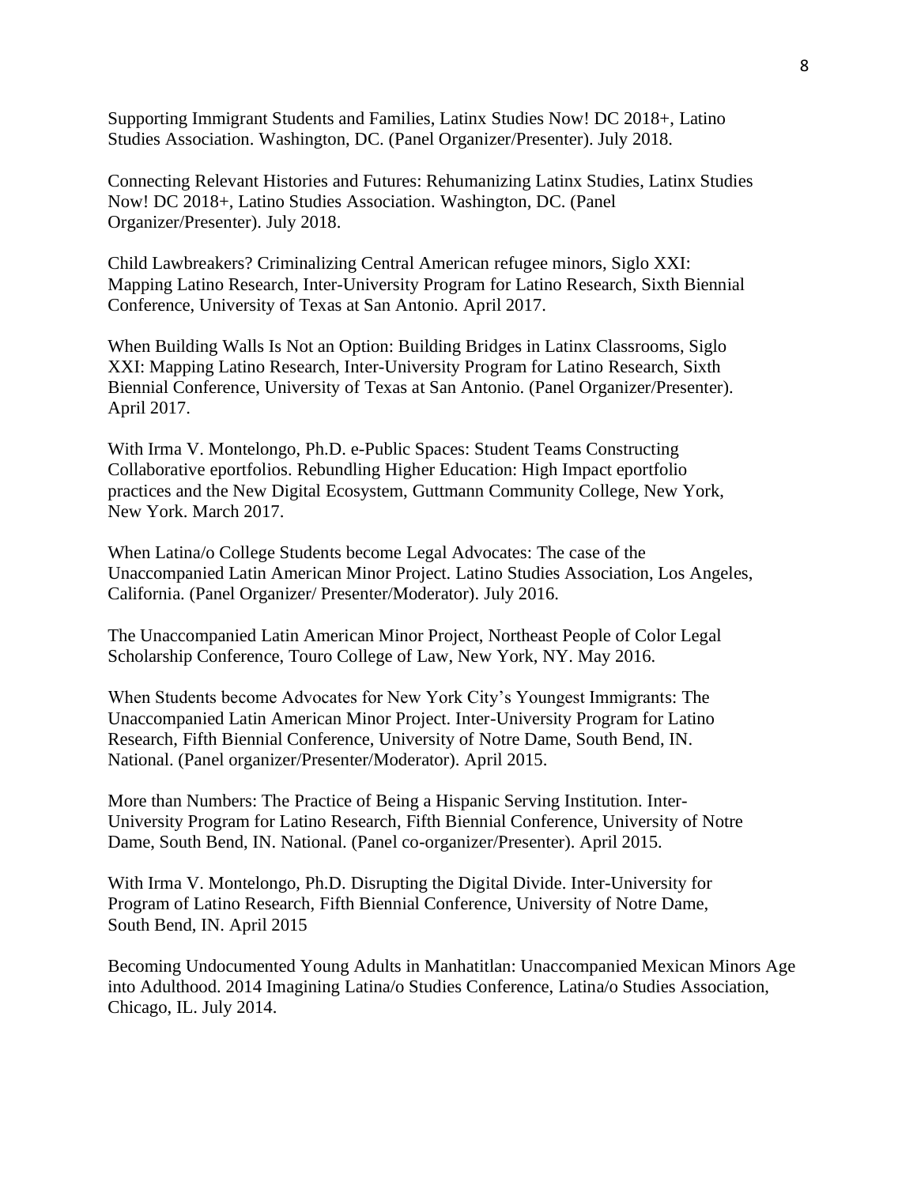Supporting Immigrant Students and Families, Latinx Studies Now! DC 2018+, Latino Studies Association. Washington, DC. (Panel Organizer/Presenter). July 2018.

Connecting Relevant Histories and Futures: Rehumanizing Latinx Studies, Latinx Studies Now! DC 2018+, Latino Studies Association. Washington, DC. (Panel Organizer/Presenter). July 2018.

Child Lawbreakers? Criminalizing Central American refugee minors, Siglo XXI: Mapping Latino Research, Inter-University Program for Latino Research, Sixth Biennial Conference, University of Texas at San Antonio. April 2017.

When Building Walls Is Not an Option: Building Bridges in Latinx Classrooms, Siglo XXI: Mapping Latino Research, Inter-University Program for Latino Research, Sixth Biennial Conference, University of Texas at San Antonio. (Panel Organizer/Presenter). April 2017.

With Irma V. Montelongo, Ph.D. e-Public Spaces: Student Teams Constructing Collaborative eportfolios. Rebundling Higher Education: High Impact eportfolio practices and the New Digital Ecosystem, Guttmann Community College, New York, New York. March 2017.

When Latina/o College Students become Legal Advocates: The case of the Unaccompanied Latin American Minor Project. Latino Studies Association, Los Angeles, California. (Panel Organizer/ Presenter/Moderator). July 2016.

The Unaccompanied Latin American Minor Project, Northeast People of Color Legal Scholarship Conference, Touro College of Law, New York, NY. May 2016.

When Students become Advocates for New York City's Youngest Immigrants: The Unaccompanied Latin American Minor Project. Inter-University Program for Latino Research, Fifth Biennial Conference, University of Notre Dame, South Bend, IN. National. (Panel organizer/Presenter/Moderator). April 2015.

More than Numbers: The Practice of Being a Hispanic Serving Institution. Inter-University Program for Latino Research, Fifth Biennial Conference, University of Notre Dame, South Bend, IN. National. (Panel co-organizer/Presenter). April 2015.

With Irma V. Montelongo, Ph.D. Disrupting the Digital Divide. Inter-University for Program of Latino Research, Fifth Biennial Conference, University of Notre Dame, South Bend, IN. April 2015

Becoming Undocumented Young Adults in Manhatitlan: Unaccompanied Mexican Minors Age into Adulthood. 2014 Imagining Latina/o Studies Conference, Latina/o Studies Association, Chicago, IL. July 2014.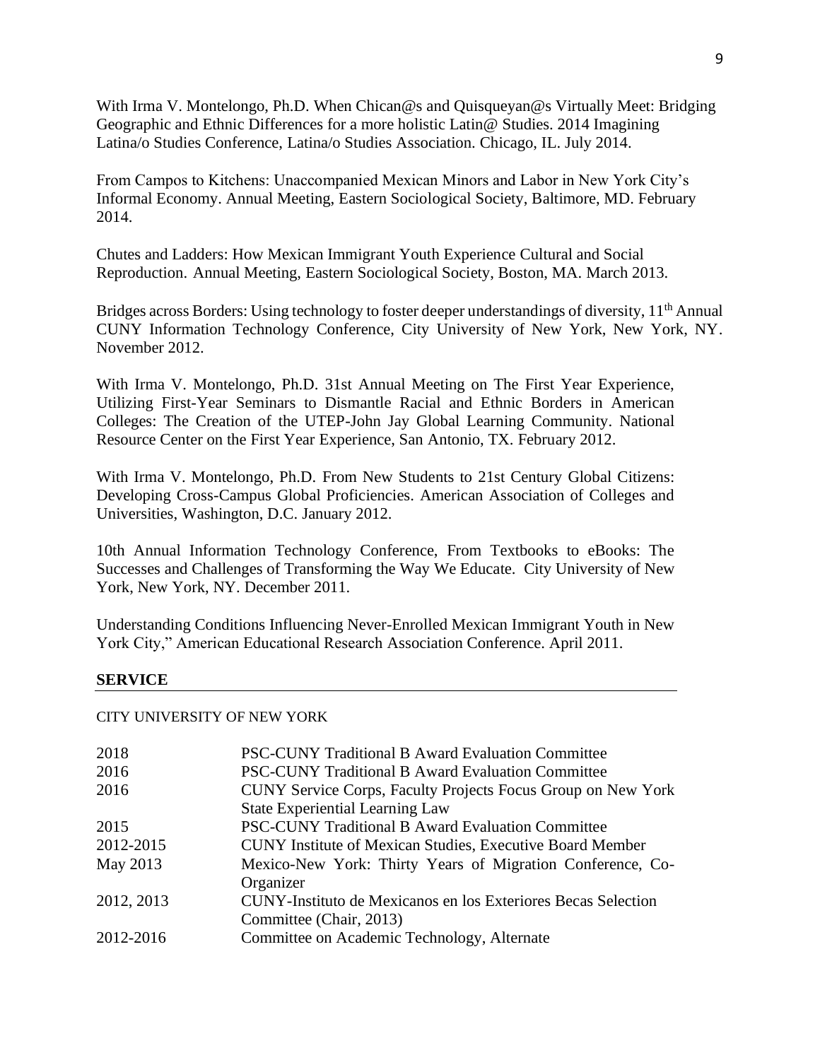With Irma V. Montelongo, Ph.D. When Chican@s and Quisqueyan@s Virtually Meet: Bridging Geographic and Ethnic Differences for a more holistic Latin@ Studies. 2014 Imagining Latina/o Studies Conference, Latina/o Studies Association. Chicago, IL. July 2014.

From Campos to Kitchens: Unaccompanied Mexican Minors and Labor in New York City's Informal Economy. Annual Meeting, Eastern Sociological Society, Baltimore, MD. February 2014.

Chutes and Ladders: How Mexican Immigrant Youth Experience Cultural and Social Reproduction. Annual Meeting, Eastern Sociological Society, Boston, MA. March 2013.

Bridges across Borders: Using technology to foster deeper understandings of diversity, 11th Annual CUNY Information Technology Conference, City University of New York, New York, NY. November 2012.

With Irma V. Montelongo, Ph.D. 31st Annual Meeting on The First Year Experience, Utilizing First-Year Seminars to Dismantle Racial and Ethnic Borders in American Colleges: The Creation of the UTEP-John Jay Global Learning Community. National Resource Center on the First Year Experience, San Antonio, TX. February 2012.

With Irma V. Montelongo, Ph.D. From New Students to 21st Century Global Citizens: Developing Cross-Campus Global Proficiencies. American Association of Colleges and Universities, Washington, D.C. January 2012.

10th Annual Information Technology Conference, From Textbooks to eBooks: The Successes and Challenges of Transforming the Way We Educate. City University of New York, New York, NY. December 2011.

Understanding Conditions Influencing Never-Enrolled Mexican Immigrant Youth in New York City," American Educational Research Association Conference. April 2011.

## SERVICE

CITY UNIVERSITY OF NEW YORK

| | |
|---|---|
| 2018 | PSC-CUNY Traditional B Award Evaluation Committee |
| 2016 | PSC-CUNY Traditional B Award Evaluation Committee |
| 2016 | CUNY Service Corps, Faculty Projects Focus Group on New York State Experiential Learning Law |
| 2015 | PSC-CUNY Traditional B Award Evaluation Committee |
| 2012-2015 | CUNY Institute of Mexican Studies, Executive Board Member |
| May 2013 | Mexico-New York: Thirty Years of Migration Conference, Co-Organizer |
| 2012, 2013 | CUNY-Instituto de Mexicanos en los Exteriores Becas Selection Committee (Chair, 2013) |
| 2012-2016 | Committee on Academic Technology, Alternate |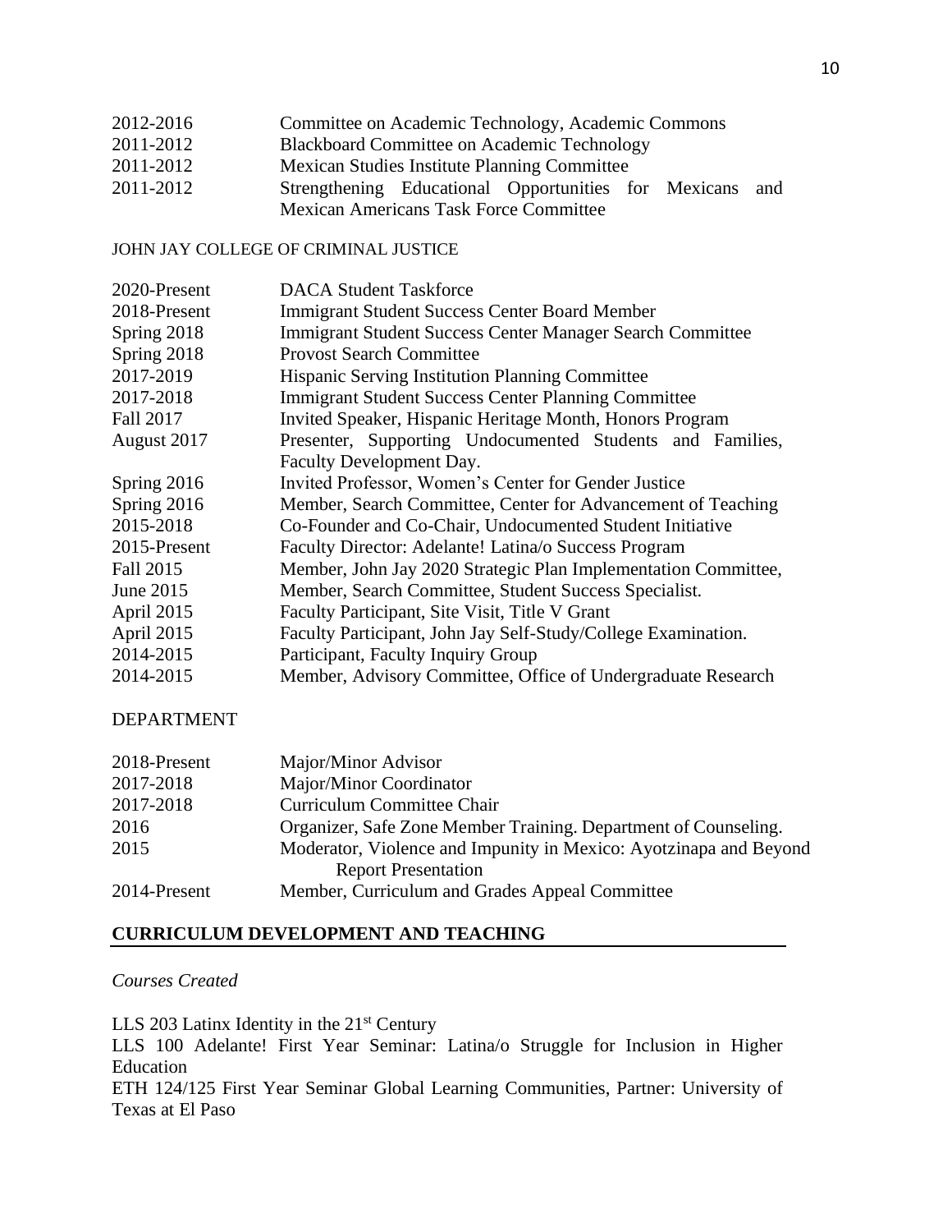| | |
|---|---|
| 2012-2016 | Committee on Academic Technology, Academic Commons |
| 2011-2012 | Blackboard Committee on Academic Technology |
| 2011-2012 | Mexican Studies Institute Planning Committee |
| 2011-2012 | Strengthening Educational Opportunities for Mexicans and Mexican Americans Task Force Committee |

JOHN JAY COLLEGE OF CRIMINAL JUSTICE

| | |
|---|---|
| 2020-Present | DACA Student Taskforce |
| 2018-Present | Immigrant Student Success Center Board Member |
| Spring 2018 | Immigrant Student Success Center Manager Search Committee |
| Spring 2018 | Provost Search Committee |
| 2017-2019 | Hispanic Serving Institution Planning Committee |
| 2017-2018 | Immigrant Student Success Center Planning Committee |
| Fall 2017 | Invited Speaker, Hispanic Heritage Month, Honors Program |
| August 2017 | Presenter, Supporting Undocumented Students and Families, Faculty Development Day. |
| Spring 2016 | Invited Professor, Women's Center for Gender Justice |
| Spring 2016 | Member, Search Committee, Center for Advancement of Teaching |
| 2015-2018 | Co-Founder and Co-Chair, Undocumented Student Initiative |
| 2015-Present | Faculty Director: Adelante! Latina/o Success Program |
| Fall 2015 | Member, John Jay 2020 Strategic Plan Implementation Committee, |
| June 2015 | Member, Search Committee, Student Success Specialist. |
| April 2015 | Faculty Participant, Site Visit, Title V Grant |
| April 2015 | Faculty Participant, John Jay Self-Study/College Examination. |
| 2014-2015 | Participant, Faculty Inquiry Group |
| 2014-2015 | Member, Advisory Committee, Office of Undergraduate Research |

DEPARTMENT

| | |
|---|---|
| 2018-Present | Major/Minor Advisor |
| 2017-2018 | Major/Minor Coordinator |
| 2017-2018 | Curriculum Committee Chair |
| 2016 | Organizer, Safe Zone Member Training. Department of Counseling. |
| 2015 | Moderator, Violence and Impunity in Mexico: Ayotzinapa and Beyond Report Presentation |
| 2014-Present | Member, Curriculum and Grades Appeal Committee |

## CURRICULUM DEVELOPMENT AND TEACHING

*Courses Created*

LLS 203 Latinx Identity in the 21st Century

LLS 100 Adelante! First Year Seminar: Latina/o Struggle for Inclusion in Higher Education

ETH 124/125 First Year Seminar Global Learning Communities, Partner: University of Texas at El Paso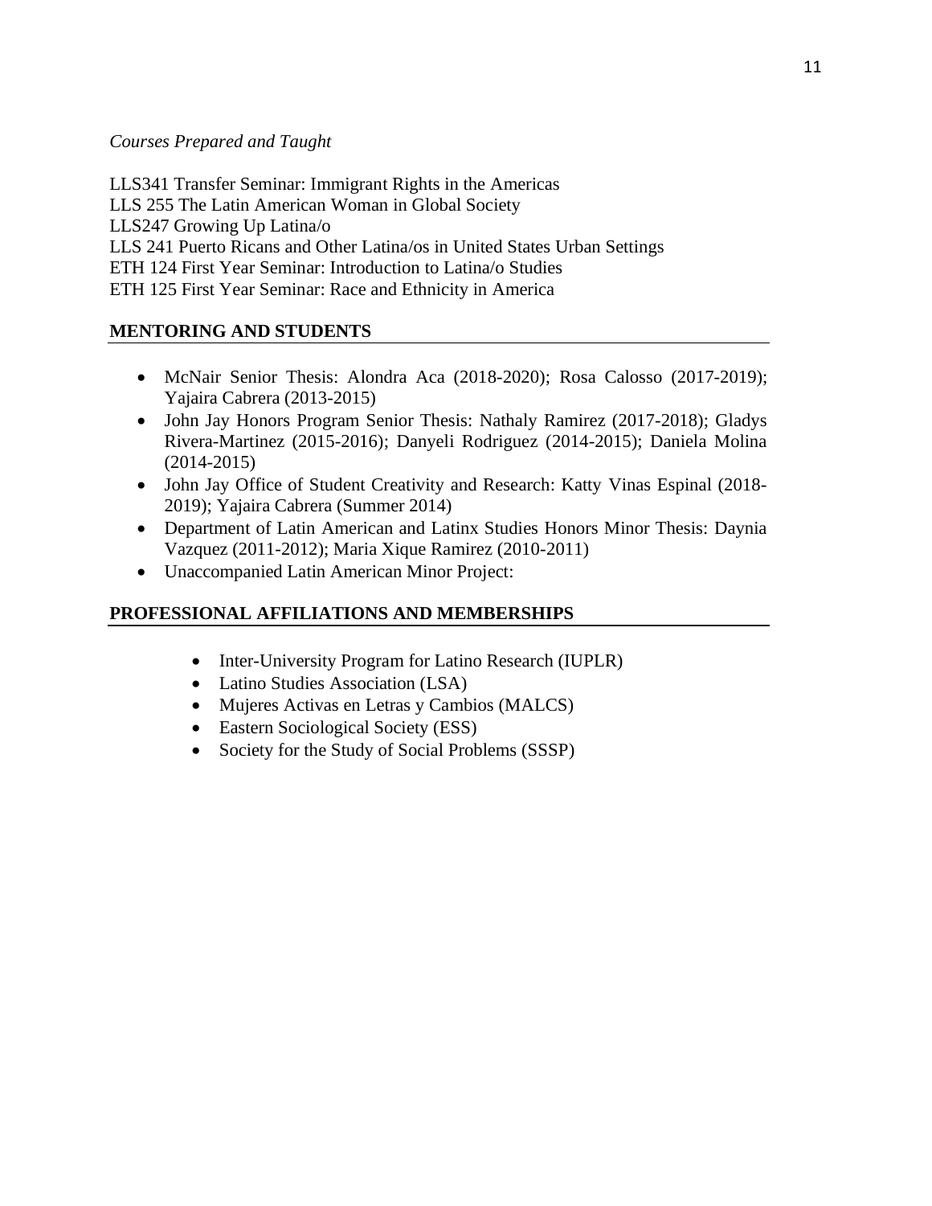*Courses Prepared and Taught*

LLS341 Transfer Seminar: Immigrant Rights in the Americas
LLS 255 The Latin American Woman in Global Society
LLS247 Growing Up Latina/o
LLS 241 Puerto Ricans and Other Latina/os in United States Urban Settings
ETH 124 First Year Seminar: Introduction to Latina/o Studies
ETH 125 First Year Seminar: Race and Ethnicity in America

## MENTORING AND STUDENTS

- McNair Senior Thesis: Alondra Aca (2018-2020); Rosa Calosso (2017-2019); Yajaira Cabrera (2013-2015)
- John Jay Honors Program Senior Thesis: Nathaly Ramirez (2017-2018); Gladys Rivera-Martinez (2015-2016); Danyeli Rodriguez (2014-2015); Daniela Molina (2014-2015)
- John Jay Office of Student Creativity and Research: Katty Vinas Espinal (2018-2019); Yajaira Cabrera (Summer 2014)
- Department of Latin American and Latinx Studies Honors Minor Thesis: Daynia Vazquez (2011-2012); Maria Xique Ramirez (2010-2011)
- Unaccompanied Latin American Minor Project:

## PROFESSIONAL AFFILIATIONS AND MEMBERSHIPS

- Inter-University Program for Latino Research (IUPLR)
- Latino Studies Association (LSA)
- Mujeres Activas en Letras y Cambios (MALCS)
- Eastern Sociological Society (ESS)
- Society for the Study of Social Problems (SSSP)